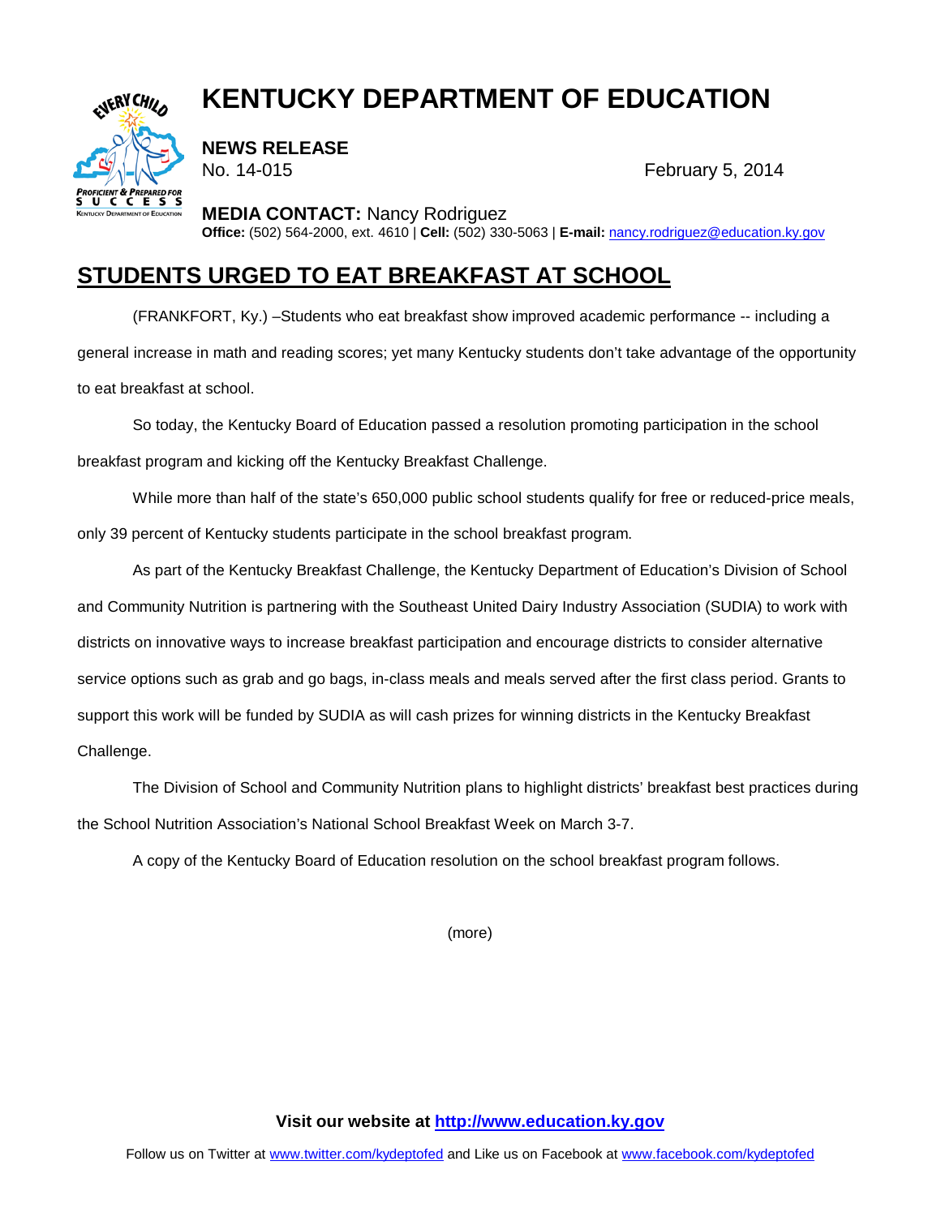# KENTUCKY DEPARTMENT OF EDUCATION

**NEWS RELEASE**
No. 14-015

February 5, 2014

**MEDIA CONTACT:** Nancy Rodriguez
**Office:** (502) 564-2000, ext. 4610 | **Cell:** (502) 330-5063 | **E-mail:** nancy.rodriguez@education.ky.gov

## STUDENTS URGED TO EAT BREAKFAST AT SCHOOL

(FRANKFORT, Ky.) –Students who eat breakfast show improved academic performance -- including a general increase in math and reading scores; yet many Kentucky students don't take advantage of the opportunity to eat breakfast at school.

So today, the Kentucky Board of Education passed a resolution promoting participation in the school breakfast program and kicking off the Kentucky Breakfast Challenge.

While more than half of the state's 650,000 public school students qualify for free or reduced-price meals, only 39 percent of Kentucky students participate in the school breakfast program.

As part of the Kentucky Breakfast Challenge, the Kentucky Department of Education's Division of School and Community Nutrition is partnering with the Southeast United Dairy Industry Association (SUDIA) to work with districts on innovative ways to increase breakfast participation and encourage districts to consider alternative service options such as grab and go bags, in-class meals and meals served after the first class period. Grants to support this work will be funded by SUDIA as will cash prizes for winning districts in the Kentucky Breakfast Challenge.

The Division of School and Community Nutrition plans to highlight districts' breakfast best practices during the School Nutrition Association's National School Breakfast Week on March 3-7.

A copy of the Kentucky Board of Education resolution on the school breakfast program follows.

(more)

**Visit our website at http://www.education.ky.gov**

Follow us on Twitter at www.twitter.com/kydeptofed and Like us on Facebook at www.facebook.com/kydeptofed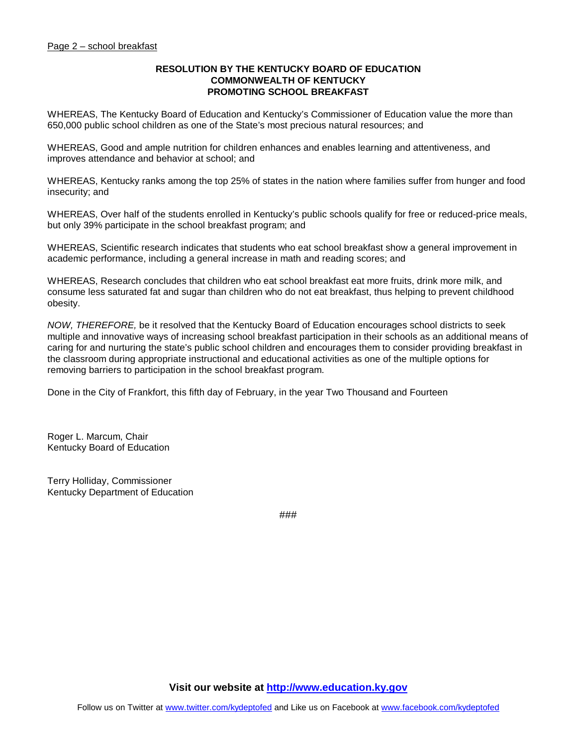**RESOLUTION BY THE KENTUCKY BOARD OF EDUCATION**
**COMMONWEALTH OF KENTUCKY**
**PROMOTING SCHOOL BREAKFAST**

WHEREAS, The Kentucky Board of Education and Kentucky's Commissioner of Education value the more than 650,000 public school children as one of the State's most precious natural resources; and

WHEREAS, Good and ample nutrition for children enhances and enables learning and attentiveness, and improves attendance and behavior at school; and

WHEREAS, Kentucky ranks among the top 25% of states in the nation where families suffer from hunger and food insecurity; and

WHEREAS, Over half of the students enrolled in Kentucky's public schools qualify for free or reduced-price meals, but only 39% participate in the school breakfast program; and

WHEREAS, Scientific research indicates that students who eat school breakfast show a general improvement in academic performance, including a general increase in math and reading scores; and

WHEREAS, Research concludes that children who eat school breakfast eat more fruits, drink more milk, and consume less saturated fat and sugar than children who do not eat breakfast, thus helping to prevent childhood obesity.

*NOW, THEREFORE,* be it resolved that the Kentucky Board of Education encourages school districts to seek multiple and innovative ways of increasing school breakfast participation in their schools as an additional means of caring for and nurturing the state's public school children and encourages them to consider providing breakfast in the classroom during appropriate instructional and educational activities as one of the multiple options for removing barriers to participation in the school breakfast program.

Done in the City of Frankfort, this fifth day of February, in the year Two Thousand and Fourteen

Roger L. Marcum, Chair
Kentucky Board of Education

Terry Holliday, Commissioner
Kentucky Department of Education

###

**Visit our website at [http://www.education.ky.gov](http://www.education.ky.gov)**

Follow us on Twitter at www.twitter.com/kydeptofed and Like us on Facebook at www.facebook.com/kydeptofed